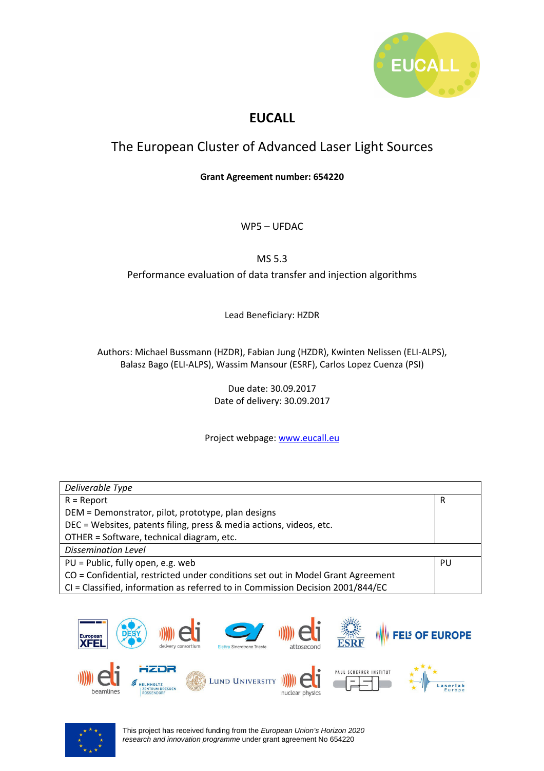# EUCALL

## The European Cluster of Advanced Laser Light Sources

**Grant Agreement number: 654220**

WP5 – UFDAC

MS 5.3

Performance evaluation of data transfer and injection algorithms

Lead Beneficiary: HZDR

Authors: Michael Bussmann (HZDR), Fabian Jung (HZDR), Kwinten Nelissen (ELI-ALPS), Balasz Bago (ELI-ALPS), Wassim Mansour (ESRF), Carlos Lopez Cuenza (PSI)

Due date: 30.09.2017
Date of delivery: 30.09.2017

Project webpage: [www.eucall.eu](www.eucall.eu)

| *Deliverable Type* | |
|---|---|
| R = Report<br>DEM = Demonstrator, pilot, prototype, plan designs<br>DEC = Websites, patents filing, press & media actions, videos, etc.<br>OTHER = Software, technical diagram, etc. | R |
| *Dissemination Level* | |
| PU = Public, fully open, e.g. web<br>CO = Confidential, restricted under conditions set out in Model Grant Agreement<br>CI = Classified, information as referred to in Commission Decision 2001/844/EC | PU |

This project has received funding from the *European Union's Horizon 2020 research and innovation programme* under grant agreement No 654220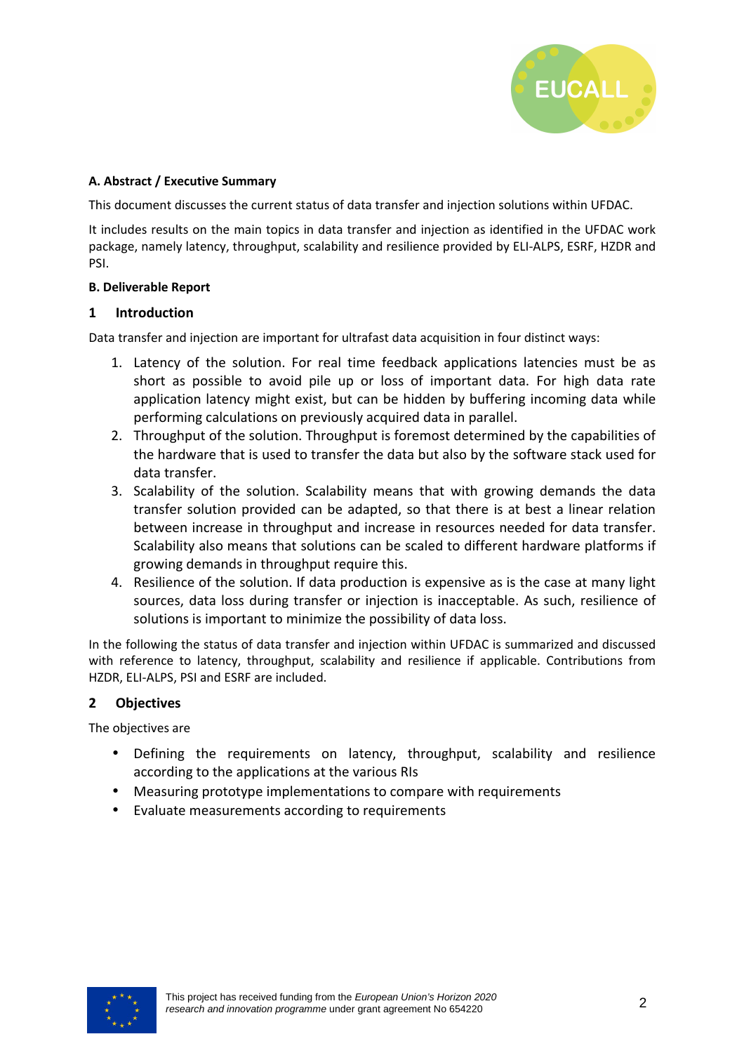**A. Abstract / Executive Summary**

This document discusses the current status of data transfer and injection solutions within UFDAC.

It includes results on the main topics in data transfer and injection as identified in the UFDAC work package, namely latency, throughput, scalability and resilience provided by ELI-ALPS, ESRF, HZDR and PSI.

**B. Deliverable Report**

## 1 Introduction

Data transfer and injection are important for ultrafast data acquisition in four distinct ways:

1. Latency of the solution. For real time feedback applications latencies must be as short as possible to avoid pile up or loss of important data. For high data rate application latency might exist, but can be hidden by buffering incoming data while performing calculations on previously acquired data in parallel.
2. Throughput of the solution. Throughput is foremost determined by the capabilities of the hardware that is used to transfer the data but also by the software stack used for data transfer.
3. Scalability of the solution. Scalability means that with growing demands the data transfer solution provided can be adapted, so that there is at best a linear relation between increase in throughput and increase in resources needed for data transfer. Scalability also means that solutions can be scaled to different hardware platforms if growing demands in throughput require this.
4. Resilience of the solution. If data production is expensive as is the case at many light sources, data loss during transfer or injection is inacceptable. As such, resilience of solutions is important to minimize the possibility of data loss.

In the following the status of data transfer and injection within UFDAC is summarized and discussed with reference to latency, throughput, scalability and resilience if applicable. Contributions from HZDR, ELI-ALPS, PSI and ESRF are included.

## 2 Objectives

The objectives are

- Defining the requirements on latency, throughput, scalability and resilience according to the applications at the various RIs
- Measuring prototype implementations to compare with requirements
- Evaluate measurements according to requirements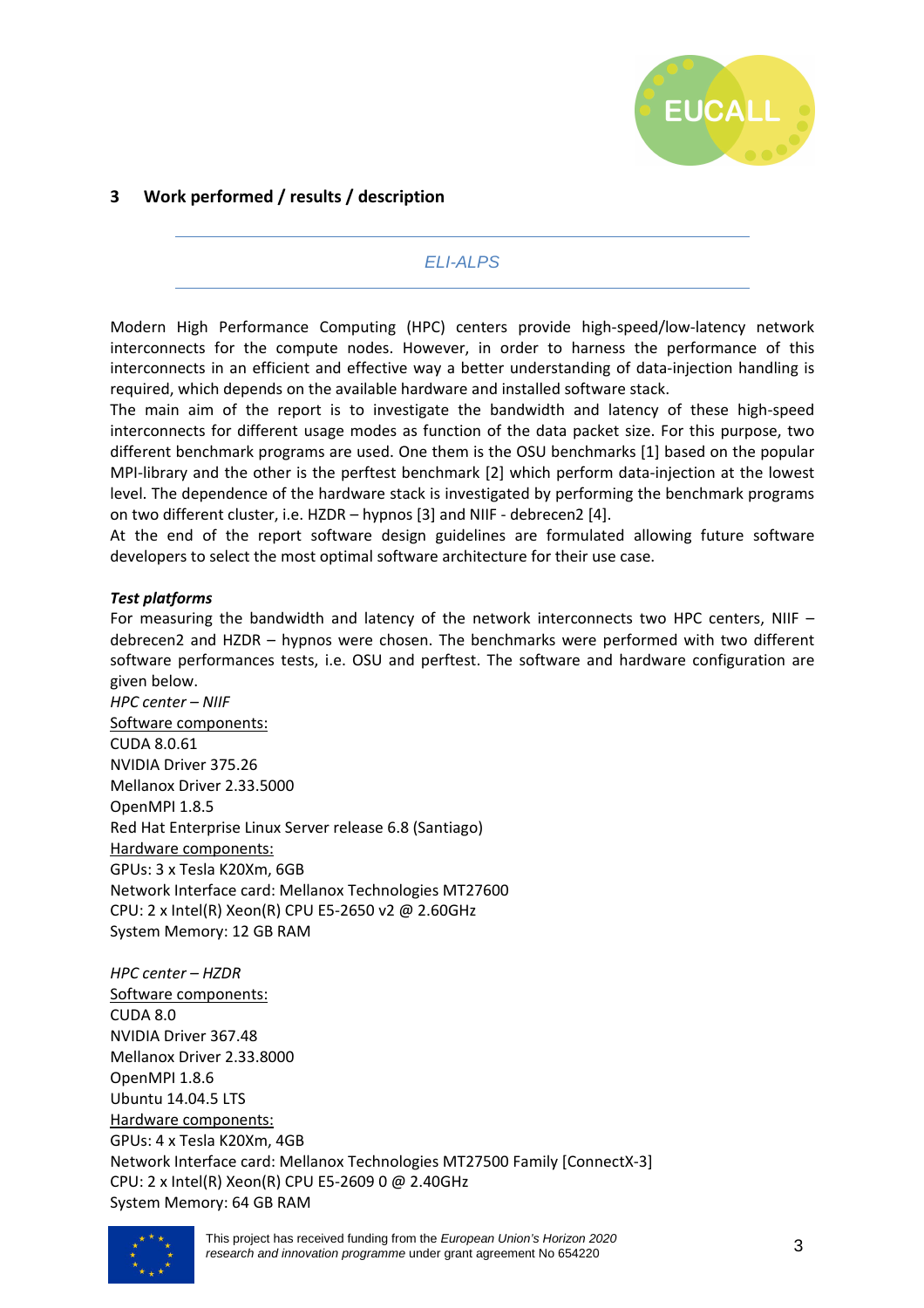# 3 Work performed / results / description

*ELI-ALPS*

Modern High Performance Computing (HPC) centers provide high-speed/low-latency network interconnects for the compute nodes. However, in order to harness the performance of this interconnects in an efficient and effective way a better understanding of data-injection handling is required, which depends on the available hardware and installed software stack.

The main aim of the report is to investigate the bandwidth and latency of these high-speed interconnects for different usage modes as function of the data packet size. For this purpose, two different benchmark programs are used. One them is the OSU benchmarks [1] based on the popular MPI-library and the other is the perftest benchmark [2] which perform data-injection at the lowest level. The dependence of the hardware stack is investigated by performing the benchmark programs on two different cluster, i.e. HZDR – hypnos [3] and NIIF - debrecen2 [4].

At the end of the report software design guidelines are formulated allowing future software developers to select the most optimal software architecture for their use case.

***Test platforms***

For measuring the bandwidth and latency of the network interconnects two HPC centers, NIIF – debrecen2 and HZDR – hypnos were chosen. The benchmarks were performed with two different software performances tests, i.e. OSU and perftest. The software and hardware configuration are given below.

*HPC center – NIIF*

Software components:

CUDA 8.0.61
NVIDIA Driver 375.26
Mellanox Driver 2.33.5000
OpenMPI 1.8.5
Red Hat Enterprise Linux Server release 6.8 (Santiago)

Hardware components:

GPUs: 3 x Tesla K20Xm, 6GB
Network Interface card: Mellanox Technologies MT27600
CPU: 2 x Intel(R) Xeon(R) CPU E5-2650 v2 @ 2.60GHz
System Memory: 12 GB RAM

*HPC center – HZDR*

Software components:

CUDA 8.0
NVIDIA Driver 367.48
Mellanox Driver 2.33.8000
OpenMPI 1.8.6
Ubuntu 14.04.5 LTS

Hardware components:

GPUs: 4 x Tesla K20Xm, 4GB
Network Interface card: Mellanox Technologies MT27500 Family [ConnectX-3]
CPU: 2 x Intel(R) Xeon(R) CPU E5-2609 0 @ 2.40GHz
System Memory: 64 GB RAM

This project has received funding from the *European Union's Horizon 2020 research and innovation programme* under grant agreement No 654220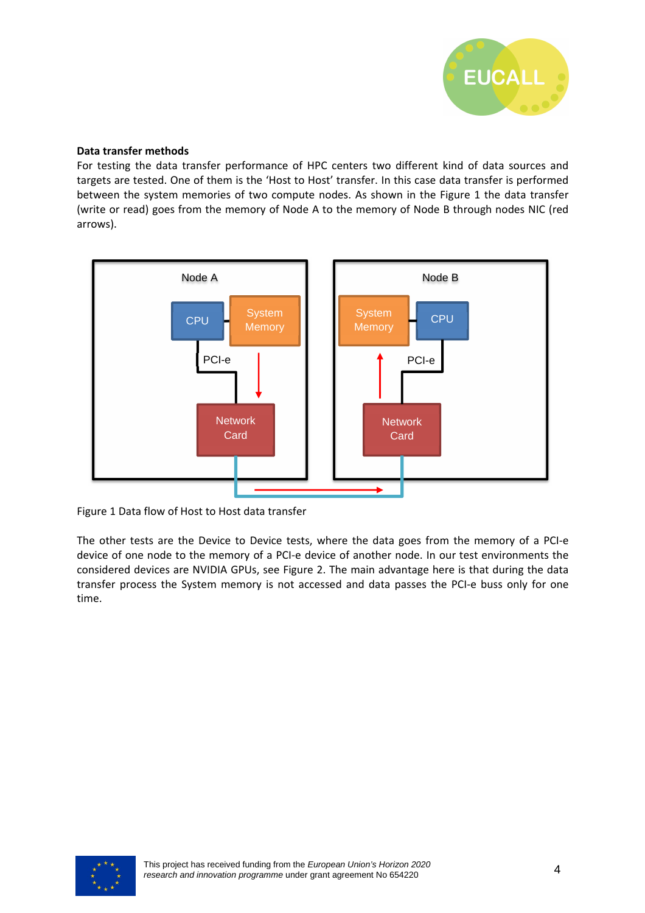**Data transfer methods**

For testing the data transfer performance of HPC centers two different kind of data sources and targets are tested. One of them is the 'Host to Host' transfer. In this case data transfer is performed between the system memories of two compute nodes. As shown in the Figure 1 the data transfer (write or read) goes from the memory of Node A to the memory of Node B through nodes NIC (red arrows).

Figure 1 Data flow of Host to Host data transfer

The other tests are the Device to Device tests, where the data goes from the memory of a PCI-e device of one node to the memory of a PCI-e device of another node. In our test environments the considered devices are NVIDIA GPUs, see Figure 2. The main advantage here is that during the data transfer process the System memory is not accessed and data passes the PCI-e buss only for one time.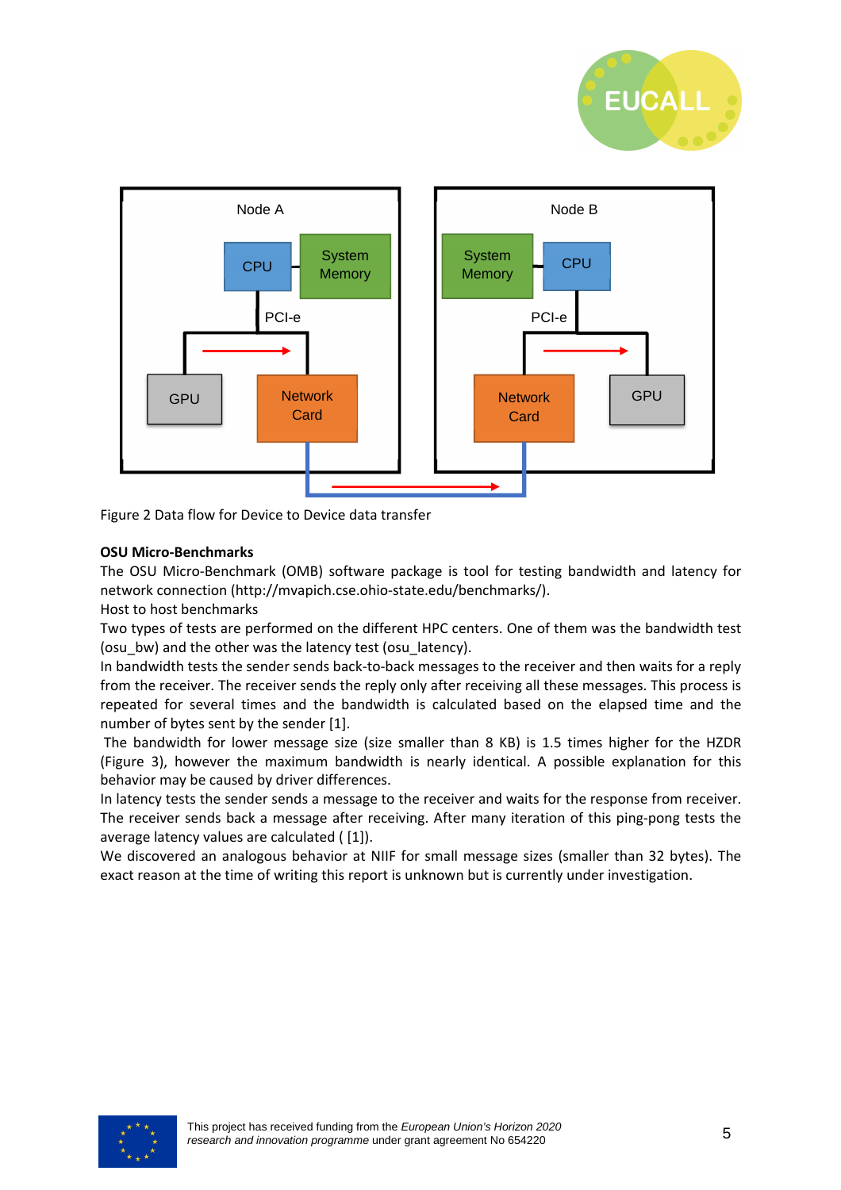Figure 2 Data flow for Device to Device data transfer

**OSU Micro-Benchmarks**

The OSU Micro-Benchmark (OMB) software package is tool for testing bandwidth and latency for network connection (http://mvapich.cse.ohio-state.edu/benchmarks/).

Host to host benchmarks

Two types of tests are performed on the different HPC centers. One of them was the bandwidth test (osu_bw) and the other was the latency test (osu_latency).

In bandwidth tests the sender sends back-to-back messages to the receiver and then waits for a reply from the receiver. The receiver sends the reply only after receiving all these messages. This process is repeated for several times and the bandwidth is calculated based on the elapsed time and the number of bytes sent by the sender [1].

The bandwidth for lower message size (size smaller than 8 KB) is 1.5 times higher for the HZDR (Figure 3), however the maximum bandwidth is nearly identical. A possible explanation for this behavior may be caused by driver differences.

In latency tests the sender sends a message to the receiver and waits for the response from receiver. The receiver sends back a message after receiving. After many iteration of this ping-pong tests the average latency values are calculated ( [1]).

We discovered an analogous behavior at NIIF for small message sizes (smaller than 32 bytes). The exact reason at the time of writing this report is unknown but is currently under investigation.

This project has received funding from the *European Union's Horizon 2020 research and innovation programme* under grant agreement No 654220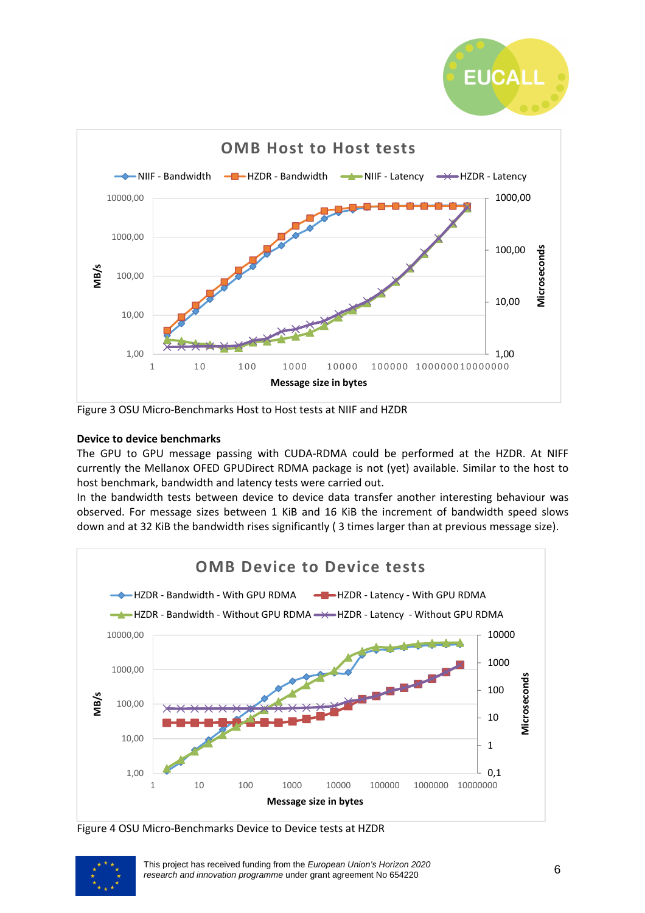Figure 3 OSU Micro-Benchmarks Host to Host tests at NIIF and HZDR

**Device to device benchmarks**

The GPU to GPU message passing with CUDA-RDMA could be performed at the HZDR. At NIFF currently the Mellanox OFED GPUDirect RDMA package is not (yet) available. Similar to the host to host benchmark, bandwidth and latency tests were carried out.

In the bandwidth tests between device to device data transfer another interesting behaviour was observed. For message sizes between 1 KiB and 16 KiB the increment of bandwidth speed slows down and at 32 KiB the bandwidth rises significantly ( 3 times larger than at previous message size).

Figure 4 OSU Micro-Benchmarks Device to Device tests at HZDR

This project has received funding from the *European Union's Horizon 2020 research and innovation programme* under grant agreement No 654220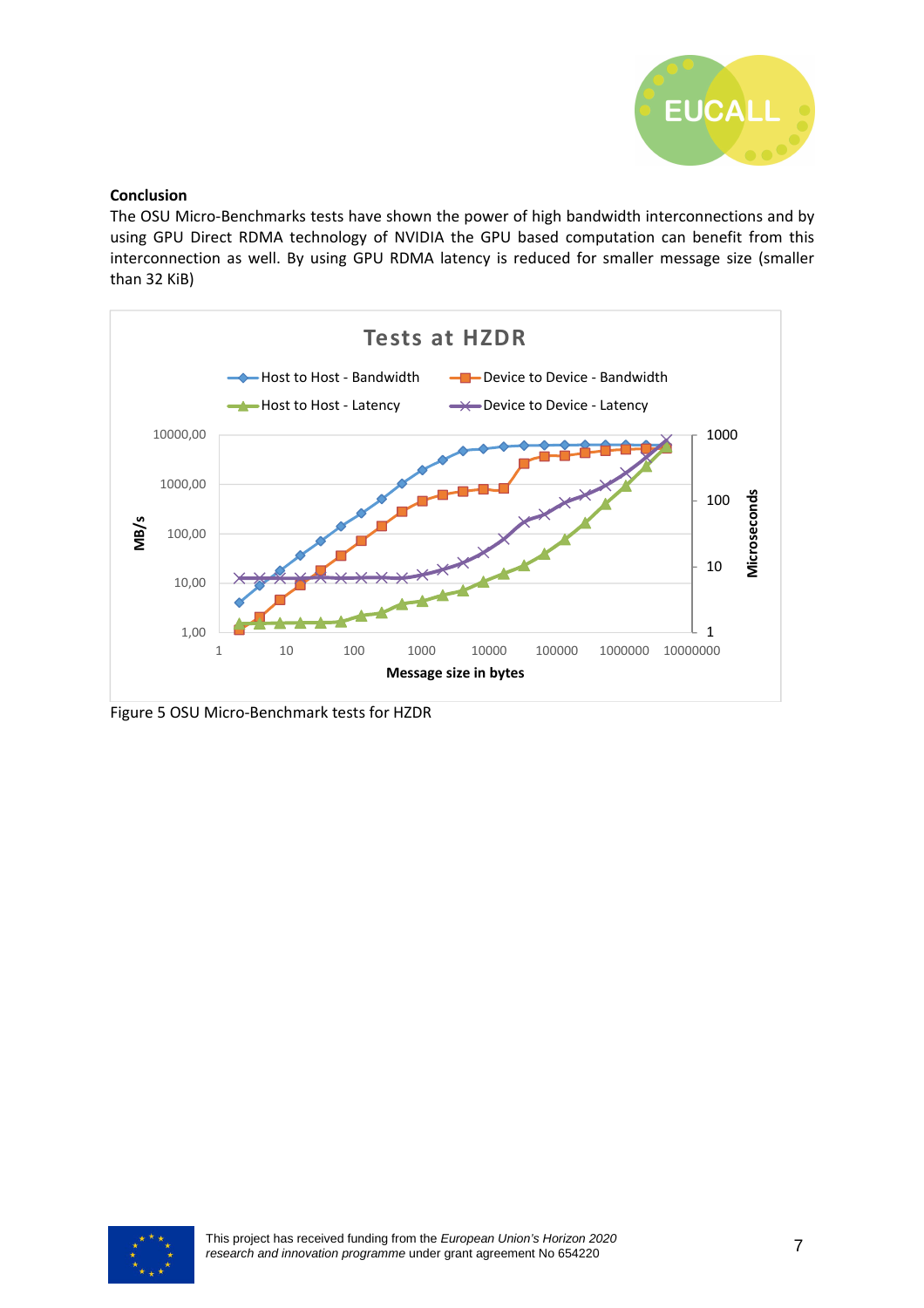**Conclusion**

The OSU Micro-Benchmarks tests have shown the power of high bandwidth interconnections and by using GPU Direct RDMA technology of NVIDIA the GPU based computation can benefit from this interconnection as well. By using GPU RDMA latency is reduced for smaller message size (smaller than 32 KiB)

Figure 5 OSU Micro-Benchmark tests for HZDR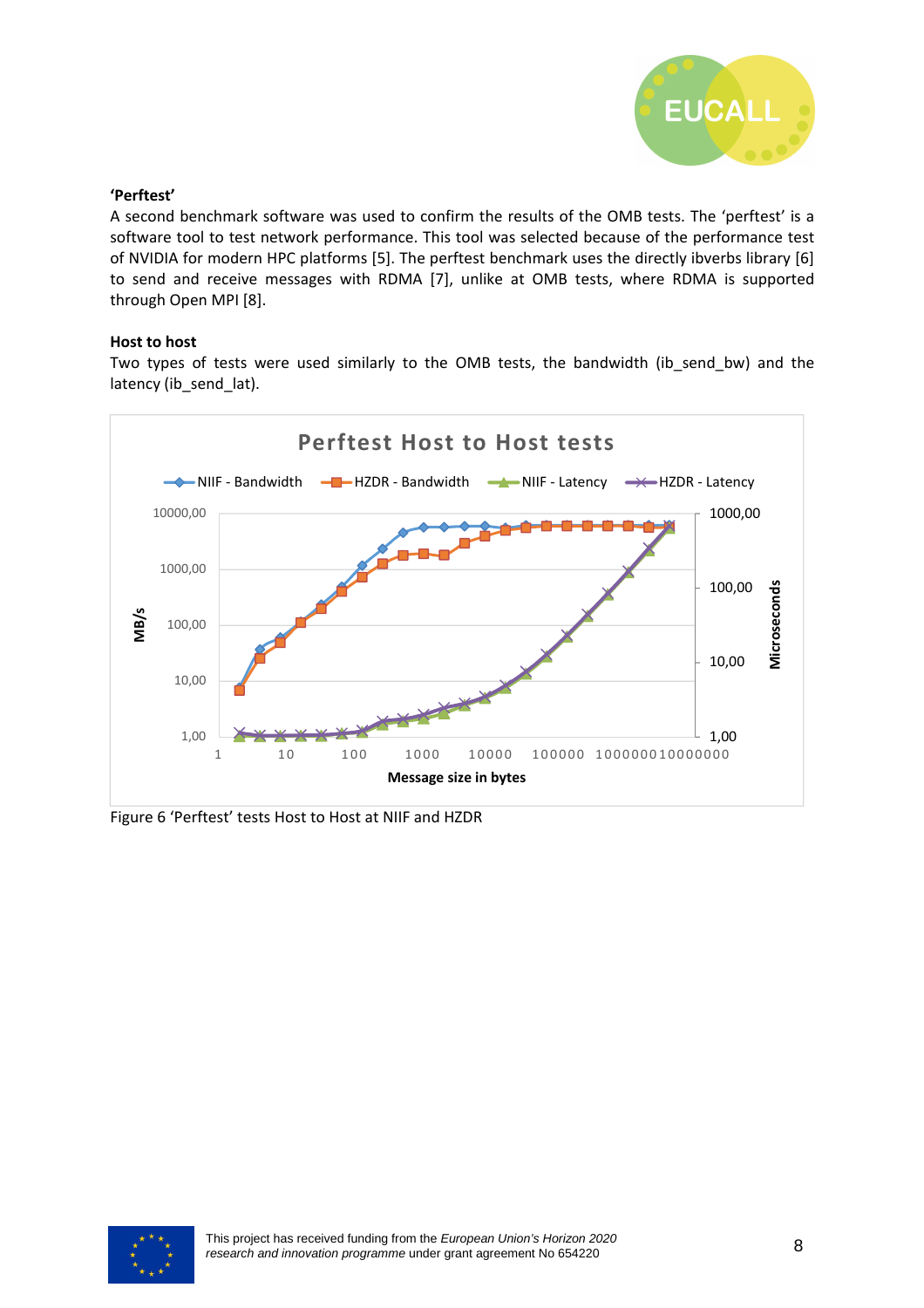**'Perftest'**

A second benchmark software was used to confirm the results of the OMB tests. The 'perftest' is a software tool to test network performance. This tool was selected because of the performance test of NVIDIA for modern HPC platforms [5]. The perftest benchmark uses the directly ibverbs library [6] to send and receive messages with RDMA [7], unlike at OMB tests, where RDMA is supported through Open MPI [8].

**Host to host**

Two types of tests were used similarly to the OMB tests, the bandwidth (ib_send_bw) and the latency (ib_send_lat).

Figure 6 'Perftest' tests Host to Host at NIIF and HZDR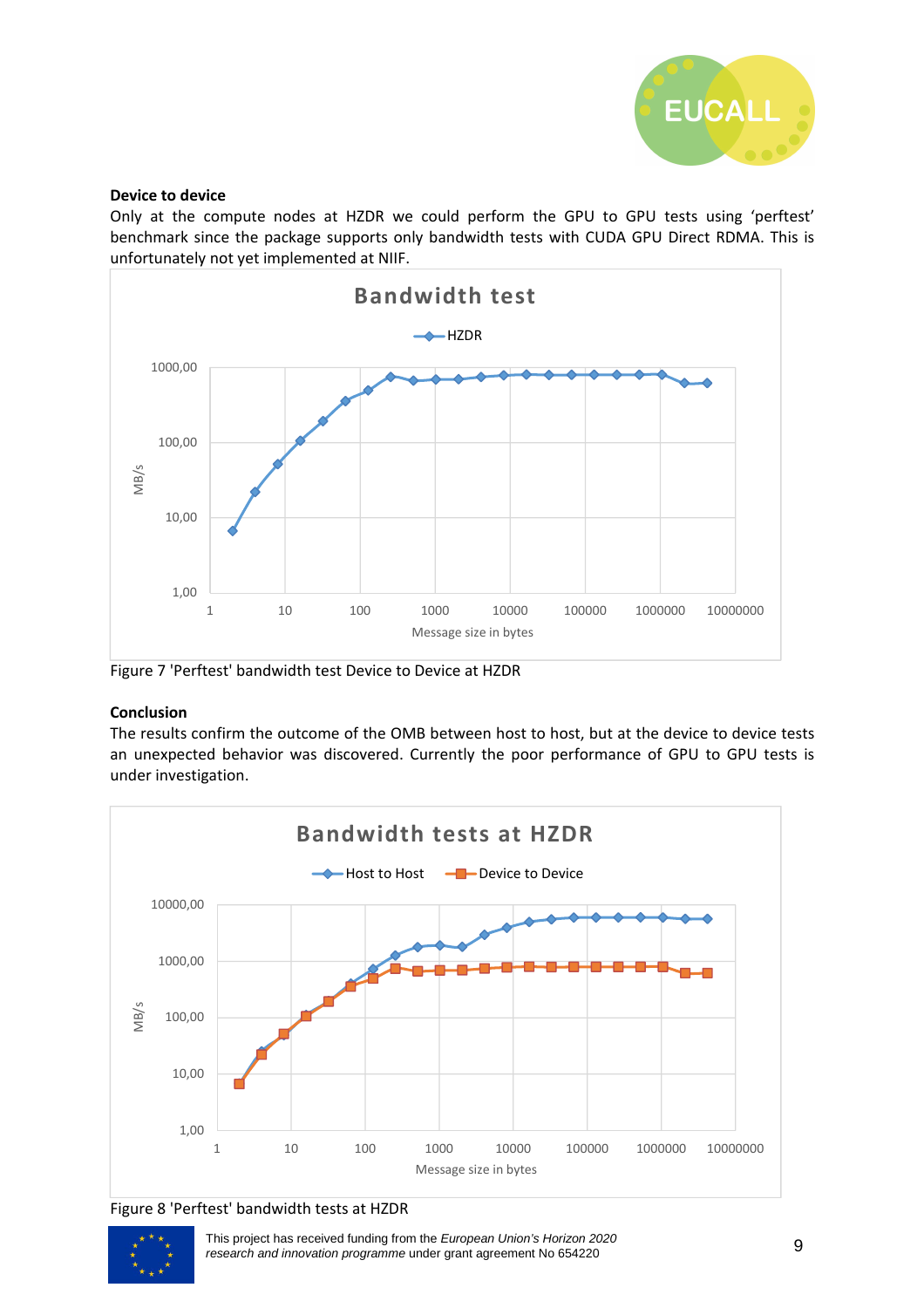**Device to device**

Only at the compute nodes at HZDR we could perform the GPU to GPU tests using 'perftest' benchmark since the package supports only bandwidth tests with CUDA GPU Direct RDMA. This is unfortunately not yet implemented at NIIF.

Figure 7 'Perftest' bandwidth test Device to Device at HZDR

**Conclusion**

The results confirm the outcome of the OMB between host to host, but at the device to device tests an unexpected behavior was discovered. Currently the poor performance of GPU to GPU tests is under investigation.

Figure 8 'Perftest' bandwidth tests at HZDR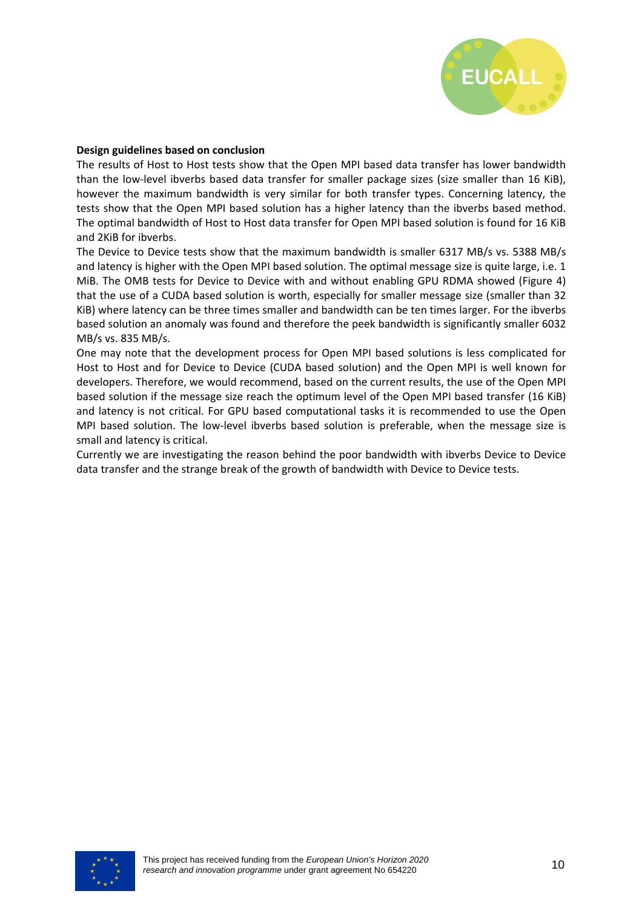**Design guidelines based on conclusion**

The results of Host to Host tests show that the Open MPI based data transfer has lower bandwidth than the low-level ibverbs based data transfer for smaller package sizes (size smaller than 16 KiB), however the maximum bandwidth is very similar for both transfer types. Concerning latency, the tests show that the Open MPI based solution has a higher latency than the ibverbs based method. The optimal bandwidth of Host to Host data transfer for Open MPI based solution is found for 16 KiB and 2KiB for ibverbs.

The Device to Device tests show that the maximum bandwidth is smaller 6317 MB/s vs. 5388 MB/s and latency is higher with the Open MPI based solution. The optimal message size is quite large, i.e. 1 MiB. The OMB tests for Device to Device with and without enabling GPU RDMA showed (Figure 4) that the use of a CUDA based solution is worth, especially for smaller message size (smaller than 32 KiB) where latency can be three times smaller and bandwidth can be ten times larger. For the ibverbs based solution an anomaly was found and therefore the peek bandwidth is significantly smaller 6032 MB/s vs. 835 MB/s.

One may note that the development process for Open MPI based solutions is less complicated for Host to Host and for Device to Device (CUDA based solution) and the Open MPI is well known for developers. Therefore, we would recommend, based on the current results, the use of the Open MPI based solution if the message size reach the optimum level of the Open MPI based transfer (16 KiB) and latency is not critical. For GPU based computational tasks it is recommended to use the Open MPI based solution. The low-level ibverbs based solution is preferable, when the message size is small and latency is critical.

Currently we are investigating the reason behind the poor bandwidth with ibverbs Device to Device data transfer and the strange break of the growth of bandwidth with Device to Device tests.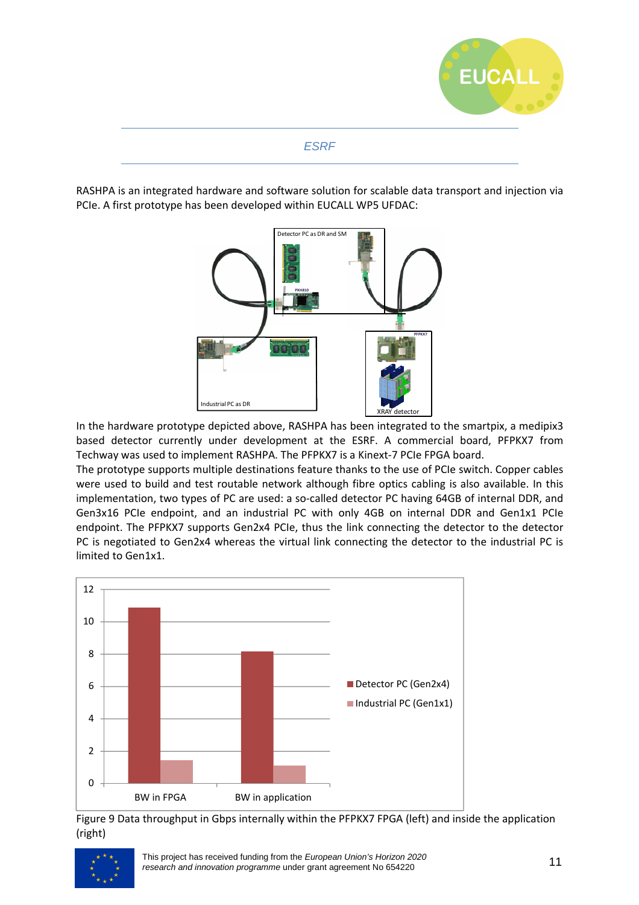*ESRF*

RASHPA is an integrated hardware and software solution for scalable data transport and injection via PCIe. A first prototype has been developed within EUCALL WP5 UFDAC:

In the hardware prototype depicted above, RASHPA has been integrated to the smartpix, a medipix3 based detector currently under development at the ESRF. A commercial board, PFPKX7 from Techway was used to implement RASHPA. The PFPKX7 is a Kinext-7 PCIe FPGA board.

The prototype supports multiple destinations feature thanks to the use of PCIe switch. Copper cables were used to build and test routable network although fibre optics cabling is also available. In this implementation, two types of PC are used: a so-called detector PC having 64GB of internal DDR, and Gen3x16 PCIe endpoint, and an industrial PC with only 4GB on internal DDR and Gen1x1 PCIe endpoint. The PFPKX7 supports Gen2x4 PCIe, thus the link connecting the detector to the detector PC is negotiated to Gen2x4 whereas the virtual link connecting the detector to the industrial PC is limited to Gen1x1.

Figure 9 Data throughput in Gbps internally within the PFPKX7 FPGA (left) and inside the application (right)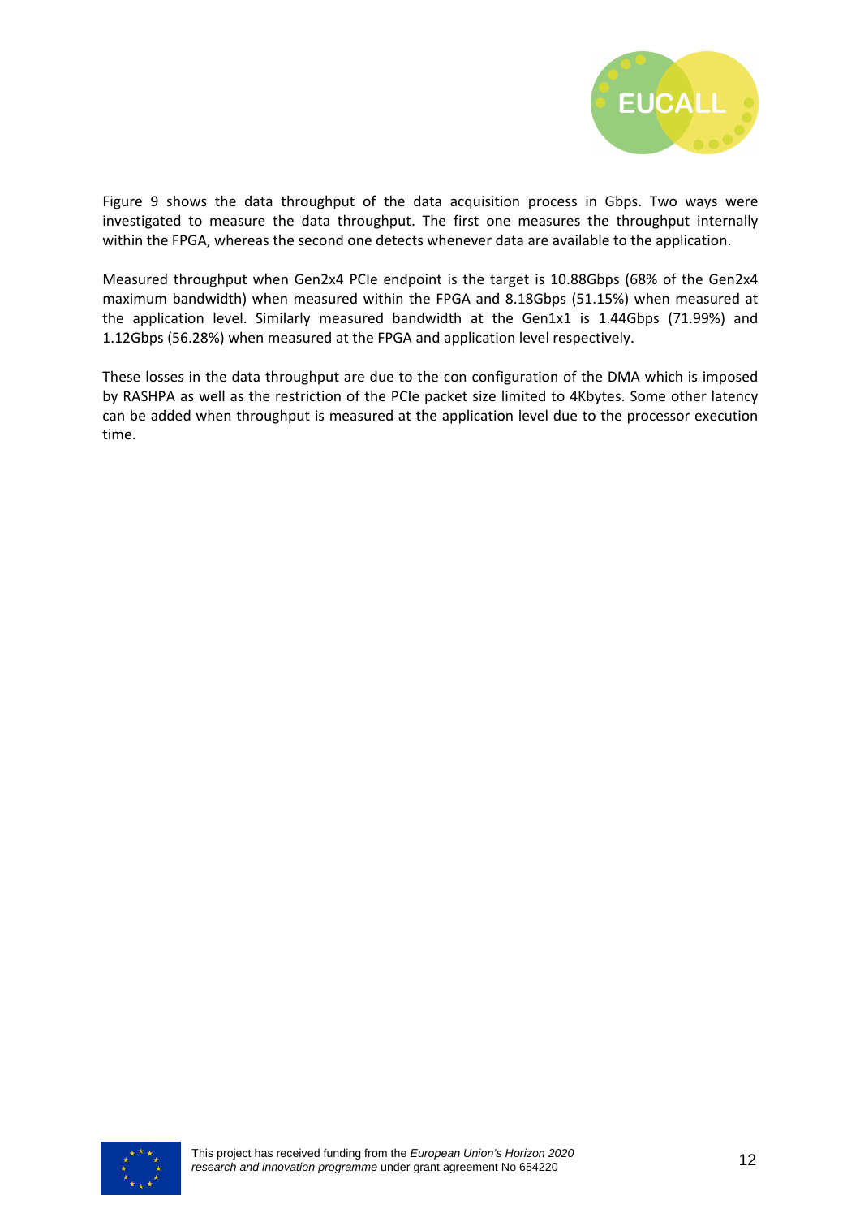Figure 9 shows the data throughput of the data acquisition process in Gbps. Two ways were investigated to measure the data throughput. The first one measures the throughput internally within the FPGA, whereas the second one detects whenever data are available to the application.

Measured throughput when Gen2x4 PCIe endpoint is the target is 10.88Gbps (68% of the Gen2x4 maximum bandwidth) when measured within the FPGA and 8.18Gbps (51.15%) when measured at the application level. Similarly measured bandwidth at the Gen1x1 is 1.44Gbps (71.99%) and 1.12Gbps (56.28%) when measured at the FPGA and application level respectively.

These losses in the data throughput are due to the con configuration of the DMA which is imposed by RASHPA as well as the restriction of the PCIe packet size limited to 4Kbytes. Some other latency can be added when throughput is measured at the application level due to the processor execution time.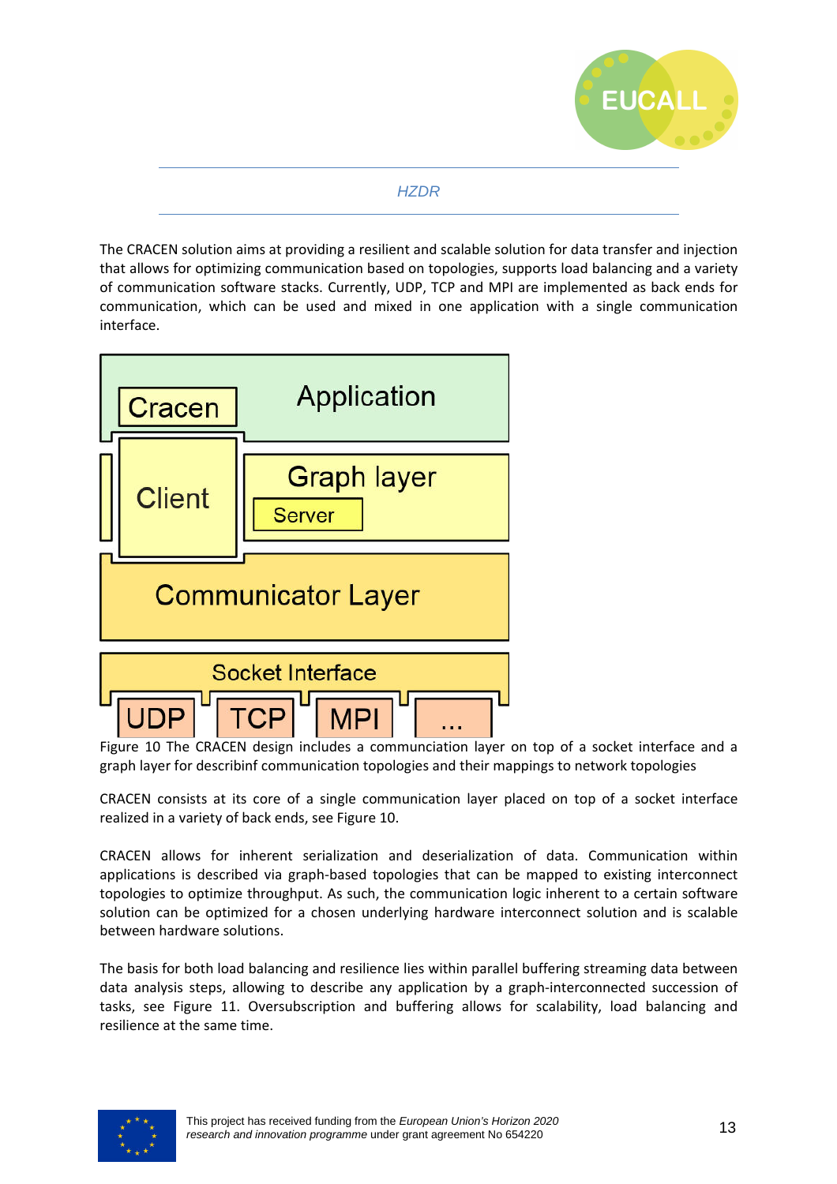HZDR

The CRACEN solution aims at providing a resilient and scalable solution for data transfer and injection that allows for optimizing communication based on topologies, supports load balancing and a variety of communication software stacks. Currently, UDP, TCP and MPI are implemented as back ends for communication, which can be used and mixed in one application with a single communication interface.

Figure 10 The CRACEN design includes a communciation layer on top of a socket interface and a graph layer for describinf communication topologies and their mappings to network topologies

CRACEN consists at its core of a single communication layer placed on top of a socket interface realized in a variety of back ends, see Figure 10.

CRACEN allows for inherent serialization and deserialization of data. Communication within applications is described via graph-based topologies that can be mapped to existing interconnect topologies to optimize throughput. As such, the communication logic inherent to a certain software solution can be optimized for a chosen underlying hardware interconnect solution and is scalable between hardware solutions.

The basis for both load balancing and resilience lies within parallel buffering streaming data between data analysis steps, allowing to describe any application by a graph-interconnected succession of tasks, see Figure 11. Oversubscription and buffering allows for scalability, load balancing and resilience at the same time.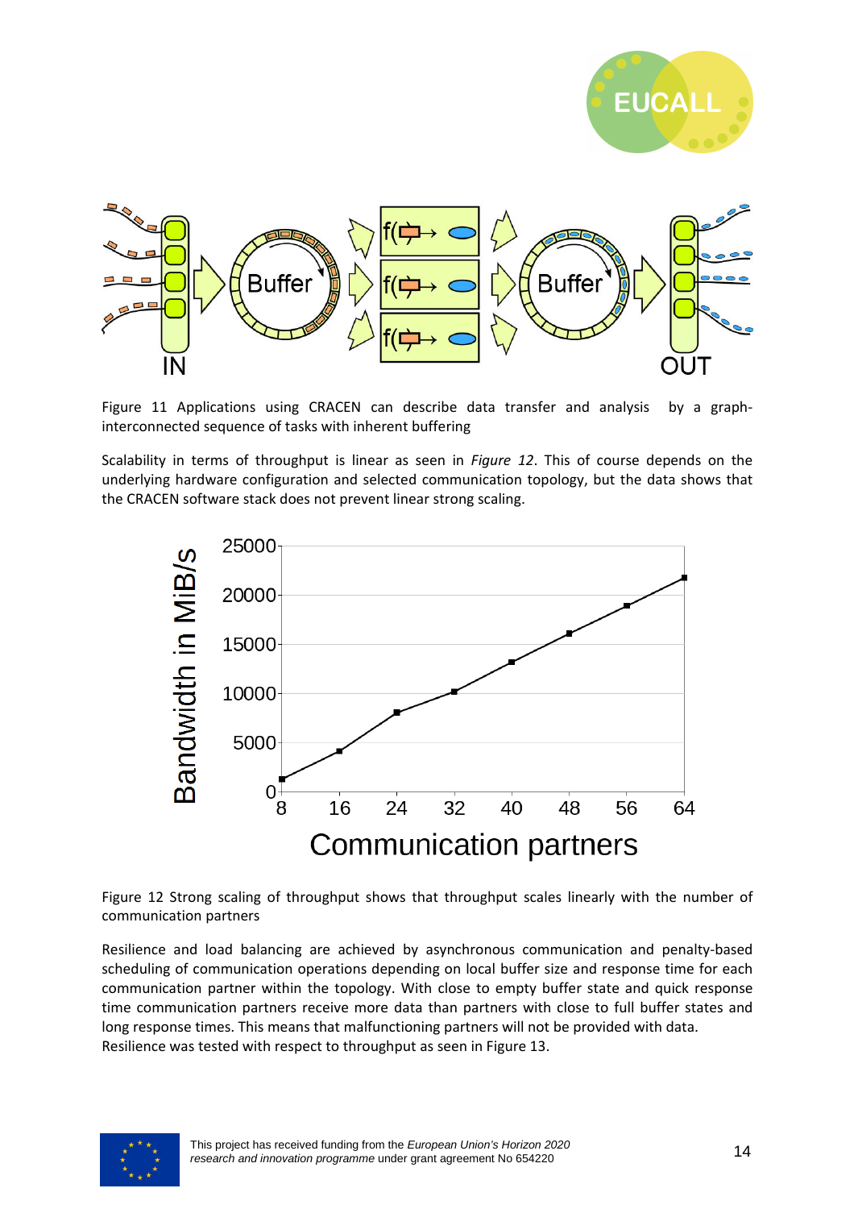Figure 11 Applications using CRACEN can describe data transfer and analysis by a graph-interconnected sequence of tasks with inherent buffering

Scalability in terms of throughput is linear as seen in *Figure 12*. This of course depends on the underlying hardware configuration and selected communication topology, but the data shows that the CRACEN software stack does not prevent linear strong scaling.

Figure 12 Strong scaling of throughput shows that throughput scales linearly with the number of communication partners

Resilience and load balancing are achieved by asynchronous communication and penalty-based scheduling of communication operations depending on local buffer size and response time for each communication partner within the topology. With close to empty buffer state and quick response time communication partners receive more data than partners with close to full buffer states and long response times. This means that malfunctioning partners will not be provided with data.
Resilience was tested with respect to throughput as seen in Figure 13.

This project has received funding from the *European Union's Horizon 2020 research and innovation programme* under grant agreement No 654220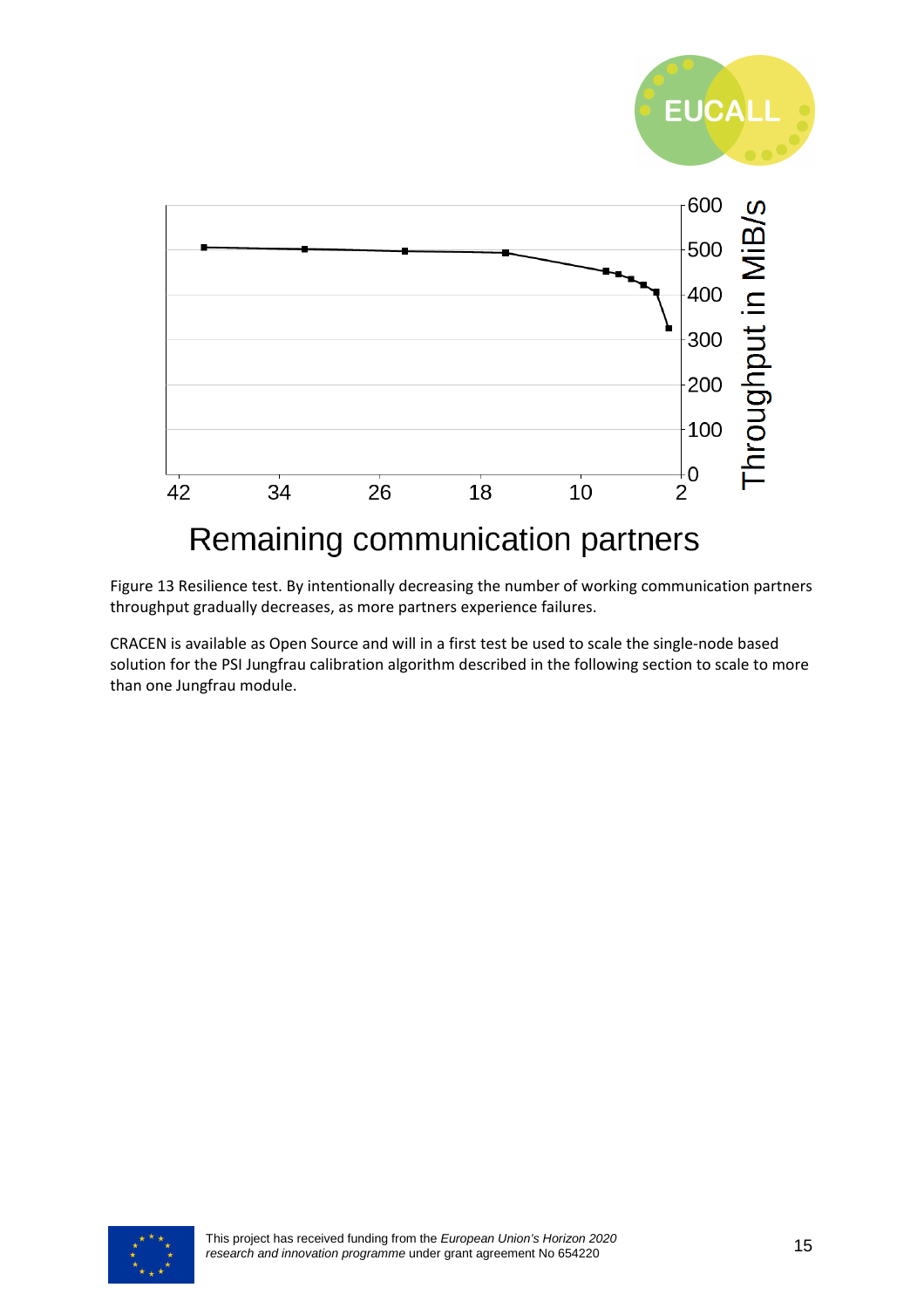Figure 13 Resilience test. By intentionally decreasing the number of working communication partners throughput gradually decreases, as more partners experience failures.

CRACEN is available as Open Source and will in a first test be used to scale the single-node based solution for the PSI Jungfrau calibration algorithm described in the following section to scale to more than one Jungfrau module.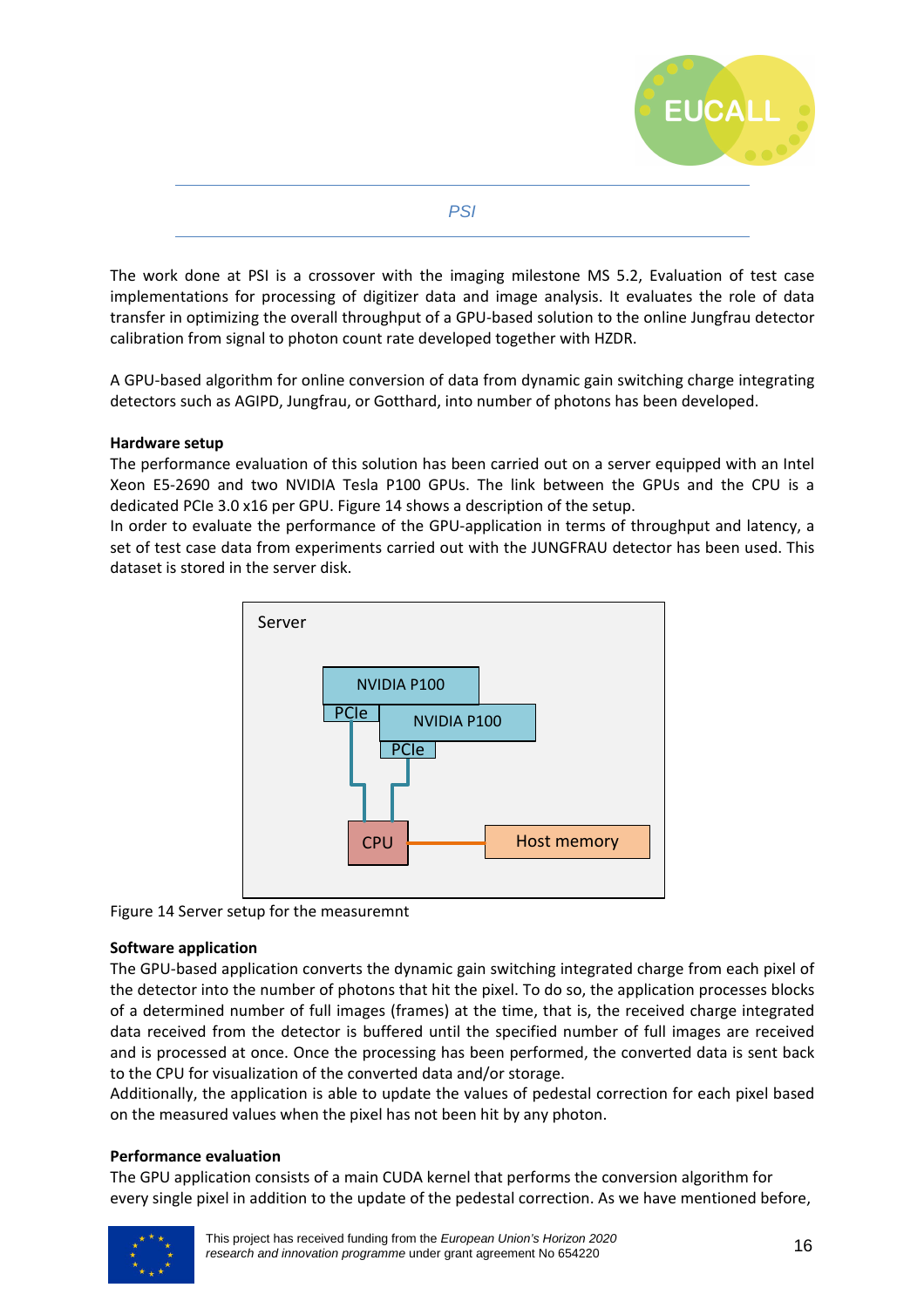## PSI

The work done at PSI is a crossover with the imaging milestone MS 5.2, Evaluation of test case implementations for processing of digitizer data and image analysis. It evaluates the role of data transfer in optimizing the overall throughput of a GPU-based solution to the online Jungfrau detector calibration from signal to photon count rate developed together with HZDR.

A GPU-based algorithm for online conversion of data from dynamic gain switching charge integrating detectors such as AGIPD, Jungfrau, or Gotthard, into number of photons has been developed.

**Hardware setup**

The performance evaluation of this solution has been carried out on a server equipped with an Intel Xeon E5-2690 and two NVIDIA Tesla P100 GPUs. The link between the GPUs and the CPU is a dedicated PCIe 3.0 x16 per GPU. Figure 14 shows a description of the setup.

In order to evaluate the performance of the GPU-application in terms of throughput and latency, a set of test case data from experiments carried out with the JUNGFRAU detector has been used. This dataset is stored in the server disk.

Server

NVIDIA P100

PCIe

NVIDIA P100

PCIe

CPU

Host memory

Figure 14 Server setup for the measuremnt

**Software application**

The GPU-based application converts the dynamic gain switching integrated charge from each pixel of the detector into the number of photons that hit the pixel. To do so, the application processes blocks of a determined number of full images (frames) at the time, that is, the received charge integrated data received from the detector is buffered until the specified number of full images are received and is processed at once. Once the processing has been performed, the converted data is sent back to the CPU for visualization of the converted data and/or storage.

Additionally, the application is able to update the values of pedestal correction for each pixel based on the measured values when the pixel has not been hit by any photon.

**Performance evaluation**

The GPU application consists of a main CUDA kernel that performs the conversion algorithm for every single pixel in addition to the update of the pedestal correction. As we have mentioned before,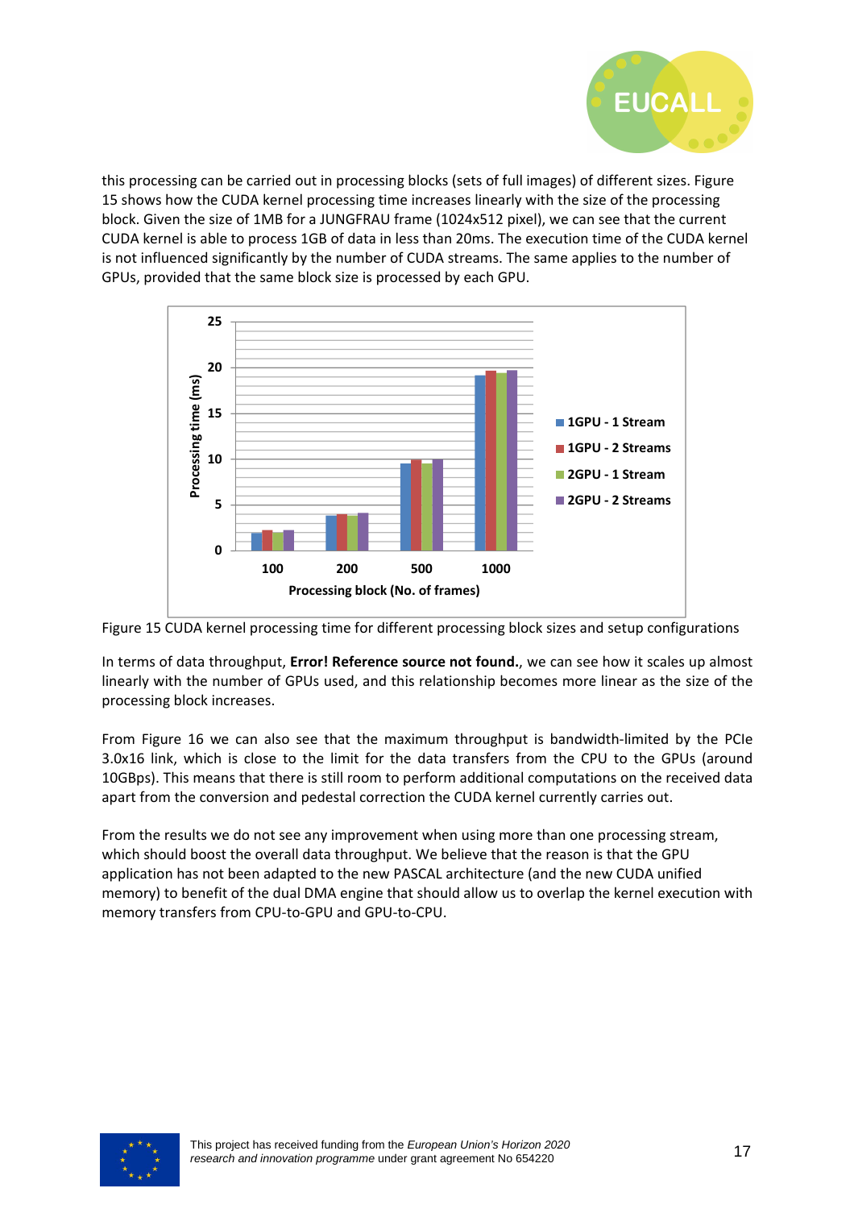this processing can be carried out in processing blocks (sets of full images) of different sizes. Figure 15 shows how the CUDA kernel processing time increases linearly with the size of the processing block. Given the size of 1MB for a JUNGFRAU frame (1024x512 pixel), we can see that the current CUDA kernel is able to process 1GB of data in less than 20ms. The execution time of the CUDA kernel is not influenced significantly by the number of CUDA streams. The same applies to the number of GPUs, provided that the same block size is processed by each GPU.

Figure 15 CUDA kernel processing time for different processing block sizes and setup configurations

In terms of data throughput, **Error! Reference source not found.**, we can see how it scales up almost linearly with the number of GPUs used, and this relationship becomes more linear as the size of the processing block increases.

From Figure 16 we can also see that the maximum throughput is bandwidth-limited by the PCIe 3.0x16 link, which is close to the limit for the data transfers from the CPU to the GPUs (around 10GBps). This means that there is still room to perform additional computations on the received data apart from the conversion and pedestal correction the CUDA kernel currently carries out.

From the results we do not see any improvement when using more than one processing stream, which should boost the overall data throughput. We believe that the reason is that the GPU application has not been adapted to the new PASCAL architecture (and the new CUDA unified memory) to benefit of the dual DMA engine that should allow us to overlap the kernel execution with memory transfers from CPU-to-GPU and GPU-to-CPU.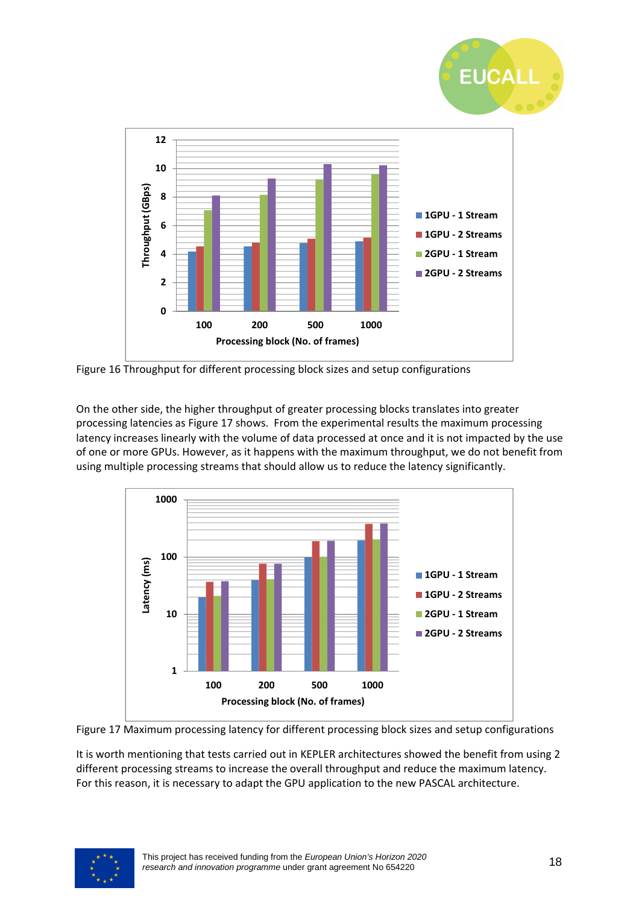Figure 16 Throughput for different processing block sizes and setup configurations

On the other side, the higher throughput of greater processing blocks translates into greater processing latencies as Figure 17 shows. From the experimental results the maximum processing latency increases linearly with the volume of data processed at once and it is not impacted by the use of one or more GPUs. However, as it happens with the maximum throughput, we do not benefit from using multiple processing streams that should allow us to reduce the latency significantly.

Figure 17 Maximum processing latency for different processing block sizes and setup configurations

It is worth mentioning that tests carried out in KEPLER architectures showed the benefit from using 2 different processing streams to increase the overall throughput and reduce the maximum latency. For this reason, it is necessary to adapt the GPU application to the new PASCAL architecture.

This project has received funding from the *European Union's Horizon 2020 research and innovation programme* under grant agreement No 654220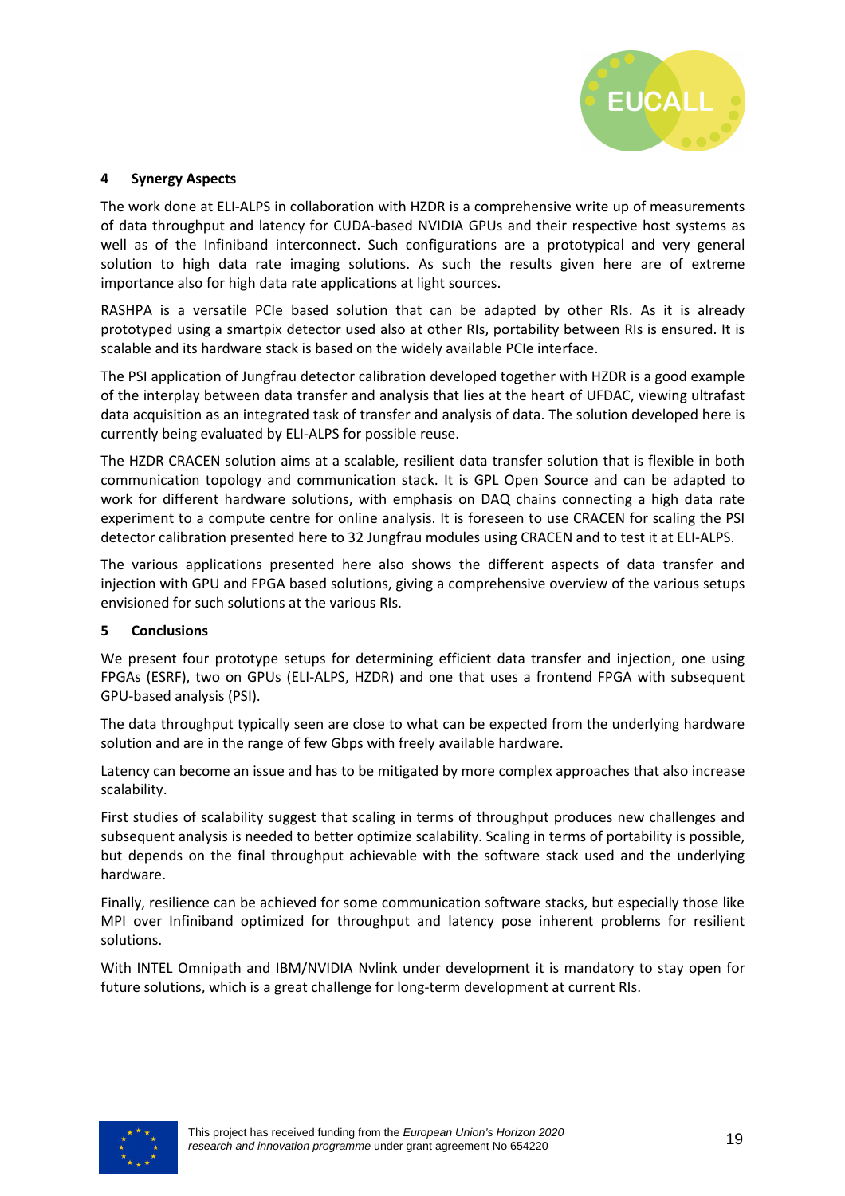## 4 Synergy Aspects

The work done at ELI-ALPS in collaboration with HZDR is a comprehensive write up of measurements of data throughput and latency for CUDA-based NVIDIA GPUs and their respective host systems as well as of the Infiniband interconnect. Such configurations are a prototypical and very general solution to high data rate imaging solutions. As such the results given here are of extreme importance also for high data rate applications at light sources.

RASHPA is a versatile PCIe based solution that can be adapted by other RIs. As it is already prototyped using a smartpix detector used also at other RIs, portability between RIs is ensured. It is scalable and its hardware stack is based on the widely available PCIe interface.

The PSI application of Jungfrau detector calibration developed together with HZDR is a good example of the interplay between data transfer and analysis that lies at the heart of UFDAC, viewing ultrafast data acquisition as an integrated task of transfer and analysis of data. The solution developed here is currently being evaluated by ELI-ALPS for possible reuse.

The HZDR CRACEN solution aims at a scalable, resilient data transfer solution that is flexible in both communication topology and communication stack. It is GPL Open Source and can be adapted to work for different hardware solutions, with emphasis on DAQ chains connecting a high data rate experiment to a compute centre for online analysis. It is foreseen to use CRACEN for scaling the PSI detector calibration presented here to 32 Jungfrau modules using CRACEN and to test it at ELI-ALPS.

The various applications presented here also shows the different aspects of data transfer and injection with GPU and FPGA based solutions, giving a comprehensive overview of the various setups envisioned for such solutions at the various RIs.

## 5 Conclusions

We present four prototype setups for determining efficient data transfer and injection, one using FPGAs (ESRF), two on GPUs (ELI-ALPS, HZDR) and one that uses a frontend FPGA with subsequent GPU-based analysis (PSI).

The data throughput typically seen are close to what can be expected from the underlying hardware solution and are in the range of few Gbps with freely available hardware.

Latency can become an issue and has to be mitigated by more complex approaches that also increase scalability.

First studies of scalability suggest that scaling in terms of throughput produces new challenges and subsequent analysis is needed to better optimize scalability. Scaling in terms of portability is possible, but depends on the final throughput achievable with the software stack used and the underlying hardware.

Finally, resilience can be achieved for some communication software stacks, but especially those like MPI over Infiniband optimized for throughput and latency pose inherent problems for resilient solutions.

With INTEL Omnipath and IBM/NVIDIA Nvlink under development it is mandatory to stay open for future solutions, which is a great challenge for long-term development at current RIs.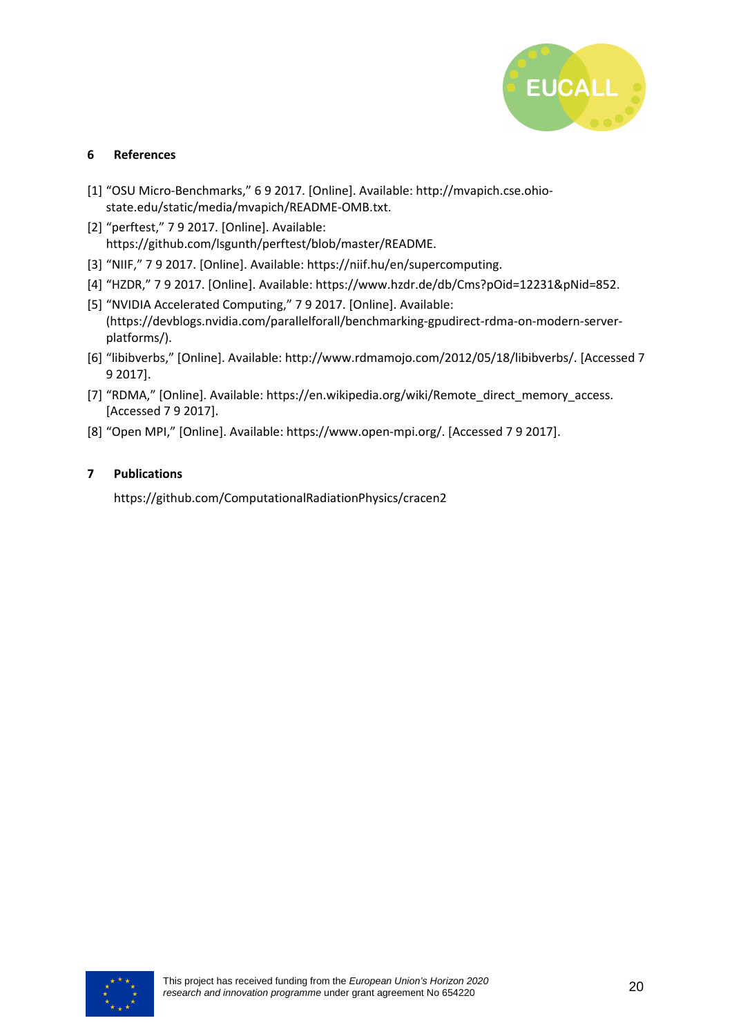## 6 References

[1] "OSU Micro-Benchmarks," 6 9 2017. [Online]. Available: http://mvapich.cse.ohio-state.edu/static/media/mvapich/README-OMB.txt.

[2] "perftest," 7 9 2017. [Online]. Available: https://github.com/lsgunth/perftest/blob/master/README.

[3] "NIIF," 7 9 2017. [Online]. Available: https://niif.hu/en/supercomputing.

[4] "HZDR," 7 9 2017. [Online]. Available: https://www.hzdr.de/db/Cms?pOid=12231&pNid=852.

[5] "NVIDIA Accelerated Computing," 7 9 2017. [Online]. Available: (https://devblogs.nvidia.com/parallelforall/benchmarking-gpudirect-rdma-on-modern-server-platforms/).

[6] "libibverbs," [Online]. Available: http://www.rdmamojo.com/2012/05/18/libibverbs/. [Accessed 7 9 2017].

[7] "RDMA," [Online]. Available: https://en.wikipedia.org/wiki/Remote_direct_memory_access. [Accessed 7 9 2017].

[8] "Open MPI," [Online]. Available: https://www.open-mpi.org/. [Accessed 7 9 2017].

## 7 Publications

https://github.com/ComputationalRadiationPhysics/cracen2